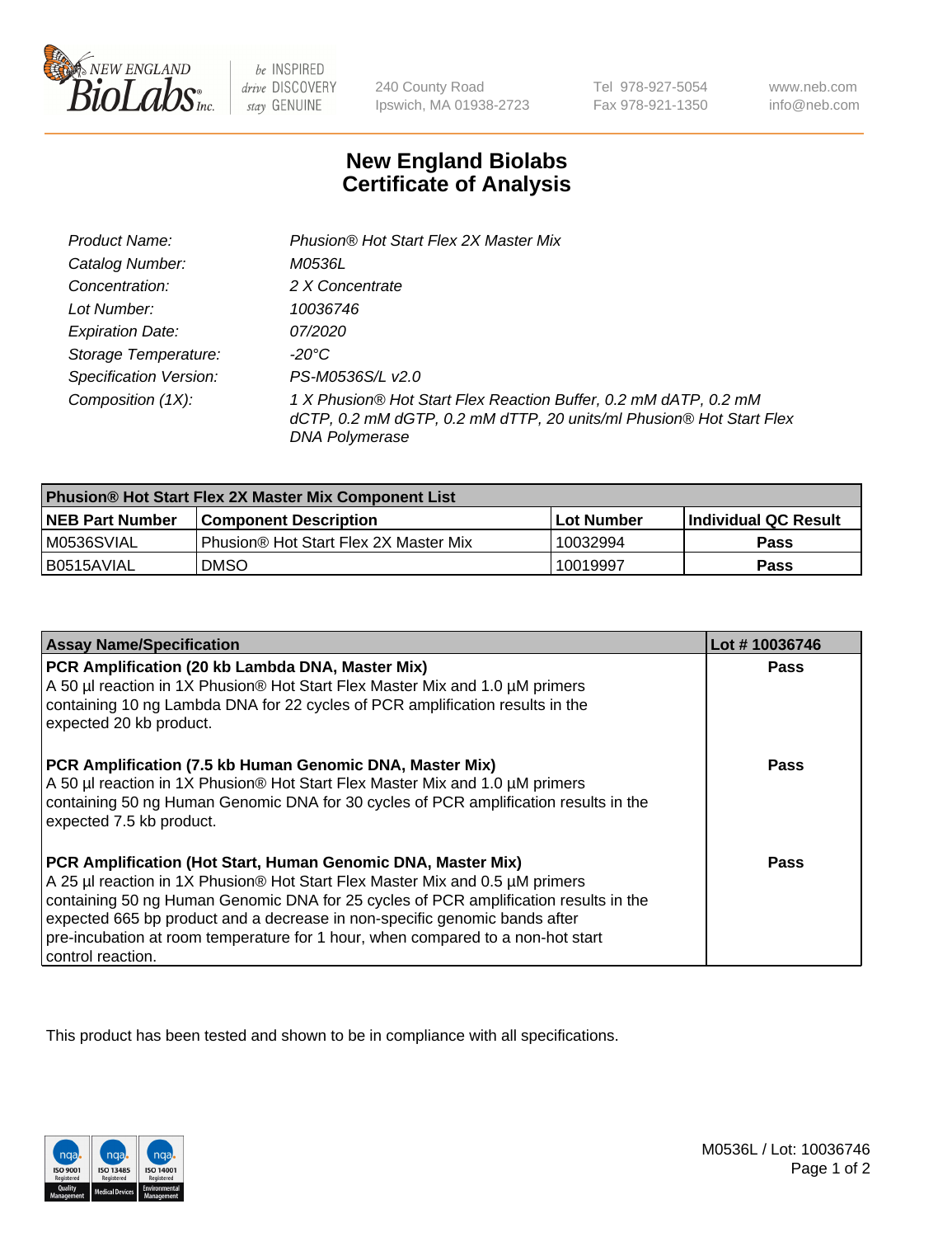# New England Biolabs Certificate of Analysis

| | |
|---|---|
| *Product Name:* | *Phusion® Hot Start Flex 2X Master Mix* |
| *Catalog Number:* | *M0536L* |
| *Concentration:* | *2 X Concentrate* |
| *Lot Number:* | *10036746* |
| *Expiration Date:* | *07/2020* |
| *Storage Temperature:* | *-20°C* |
| *Specification Version:* | *PS-M0536S/L v2.0* |
| *Composition (1X):* | *1 X Phusion® Hot Start Flex Reaction Buffer, 0.2 mM dATP, 0.2 mM dCTP, 0.2 mM dGTP, 0.2 mM dTTP, 20 units/ml Phusion® Hot Start Flex DNA Polymerase* |

| **Phusion® Hot Start Flex 2X Master Mix Component List** | | | |
|---|---|---|---|
| **NEB Part Number** | **Component Description** | **Lot Number** | **Individual QC Result** |
| M0536SVIAL | Phusion® Hot Start Flex 2X Master Mix | 10032994 | **Pass** |
| B0515AVIAL | DMSO | 10019997 | **Pass** |

| Assay Name/Specification | Lot # 10036746 |
|---|---|
| **PCR Amplification (20 kb Lambda DNA, Master Mix)**<br>A 50 µl reaction in 1X Phusion® Hot Start Flex Master Mix and 1.0 µM primers containing 10 ng Lambda DNA for 22 cycles of PCR amplification results in the expected 20 kb product. | **Pass** |
| **PCR Amplification (7.5 kb Human Genomic DNA, Master Mix)**<br>A 50 µl reaction in 1X Phusion® Hot Start Flex Master Mix and 1.0 µM primers containing 50 ng Human Genomic DNA for 30 cycles of PCR amplification results in the expected 7.5 kb product. | **Pass** |
| **PCR Amplification (Hot Start, Human Genomic DNA, Master Mix)**<br>A 25 µl reaction in 1X Phusion® Hot Start Flex Master Mix and 0.5 µM primers containing 50 ng Human Genomic DNA for 25 cycles of PCR amplification results in the expected 665 bp product and a decrease in non-specific genomic bands after pre-incubation at room temperature for 1 hour, when compared to a non-hot start control reaction. | **Pass** |

This product has been tested and shown to be in compliance with all specifications.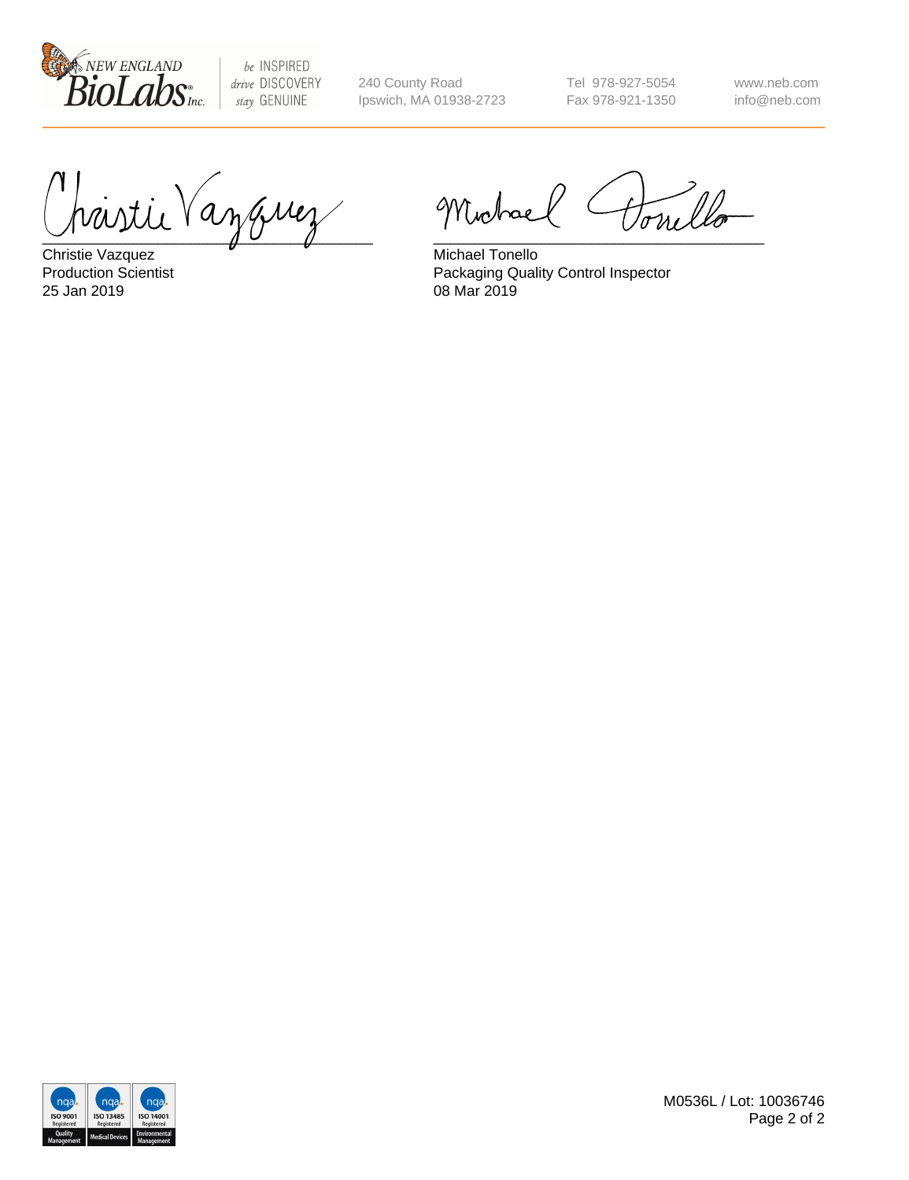be INSPIRED drive DISCOVERY stay GENUINE

240 County Road
Ipswich, MA 01938-2723

Tel 978-927-5054
Fax 978-921-1350

www.neb.com
info@neb.com

Christie Vazquez
Production Scientist
25 Jan 2019

Michael Tonello
Packaging Quality Control Inspector
08 Mar 2019

ISO 9001 Registered Quality Management
ISO 13485 Registered Medical Devices
ISO 14001 Registered Environmental Management

M0536L / Lot: 10036746